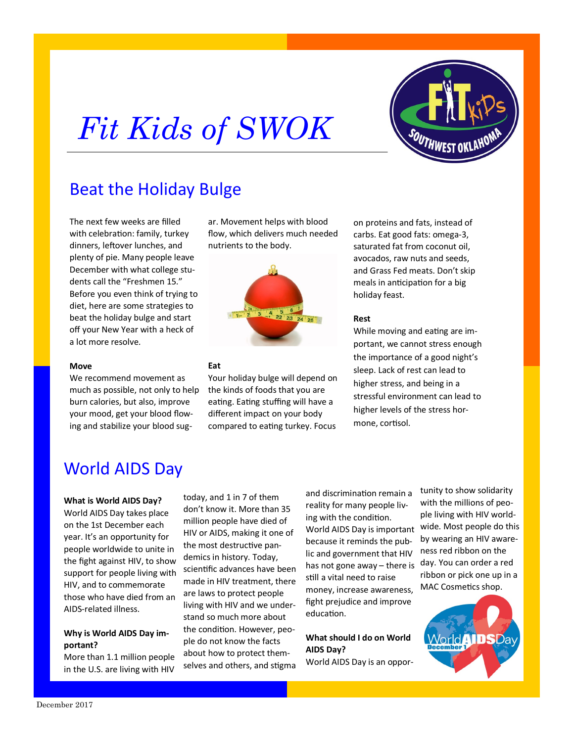# Fit Kids of SWOK

## Beat the Holiday Bulge

The next few weeks are filled with celebration: family, turkey dinners, leftover lunches, and plenty of pie. Many people leave December with what college students call the "Freshmen 15." Before you even think of trying to diet, here are some strategies to beat the holiday bulge and start off your New Year with a heck of a lot more resolve.

**Move**

We recommend movement as much as possible, not only to help burn calories, but also, improve your mood, get your blood flowing and stabilize your blood sugar. Movement helps with blood flow, which delivers much needed nutrients to the body.

**Eat**

Your holiday bulge will depend on the kinds of foods that you are eating. Eating stuffing will have a different impact on your body compared to eating turkey. Focus on proteins and fats, instead of carbs. Eat good fats: omega-3, saturated fat from coconut oil, avocados, raw nuts and seeds, and Grass Fed meats. Don't skip meals in anticipation for a big holiday feast.

**Rest**

While moving and eating are important, we cannot stress enough the importance of a good night's sleep. Lack of rest can lead to higher stress, and being in a stressful environment can lead to higher levels of the stress hormone, cortisol.

## World AIDS Day

**What is World AIDS Day?**

World AIDS Day takes place on the 1st December each year. It's an opportunity for people worldwide to unite in the fight against HIV, to show support for people living with HIV, and to commemorate those who have died from an AIDS-related illness.

**Why is World AIDS Day important?**

More than 1.1 million people in the U.S. are living with HIV today, and 1 in 7 of them don't know it. More than 35 million people have died of HIV or AIDS, making it one of the most destructive pandemics in history. Today, scientific advances have been made in HIV treatment, there are laws to protect people living with HIV and we understand so much more about the condition. However, people do not know the facts about how to protect themselves and others, and stigma and discrimination remain a reality for many people living with the condition. World AIDS Day is important because it reminds the public and government that HIV has not gone away – there is still a vital need to raise money, increase awareness, fight prejudice and improve education.

**What should I do on World AIDS Day?**

World AIDS Day is an opportunity to show solidarity with the millions of people living with HIV worldwide. Most people do this by wearing an HIV awareness red ribbon on the day. You can order a red ribbon or pick one up in a MAC Cosmetics shop.

December 2017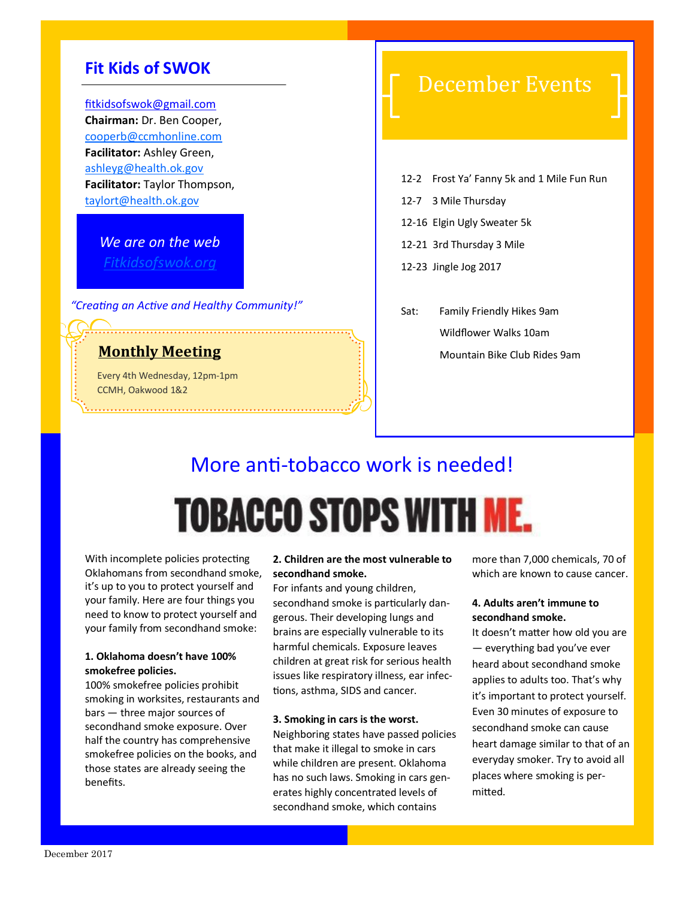## Fit Kids of SWOK

fitkidsofswok@gmail.com
**Chairman:** Dr. Ben Cooper, cooperb@ccmhonline.com
**Facilitator:** Ashley Green, ashleyg@health.ok.gov
**Facilitator:** Taylor Thompson, taylort@health.ok.gov

*We are on the web*
*Fitkidsofswok.org*

*"Creating an Active and Healthy Community!"*

### Monthly Meeting

Every 4th Wednesday, 12pm-1pm
CCMH, Oakwood 1&2

## December Events

12-2 Frost Ya' Fanny 5k and 1 Mile Fun Run
12-7 3 Mile Thursday
12-16 Elgin Ugly Sweater 5k
12-21 3rd Thursday 3 Mile
12-23 Jingle Jog 2017

Sat: Family Friendly Hikes 9am
Wildflower Walks 10am
Mountain Bike Club Rides 9am

## More anti-tobacco work is needed!

# TOBACCO STOPS WITH ME.

With incomplete policies protecting Oklahomans from secondhand smoke, it's up to you to protect yourself and your family. Here are four things you need to know to protect yourself and your family from secondhand smoke:

**1. Oklahoma doesn't have 100% smokefree policies.**
100% smokefree policies prohibit smoking in worksites, restaurants and bars — three major sources of secondhand smoke exposure. Over half the country has comprehensive smokefree policies on the books, and those states are already seeing the benefits.

**2. Children are the most vulnerable to secondhand smoke.**
For infants and young children, secondhand smoke is particularly dangerous. Their developing lungs and brains are especially vulnerable to its harmful chemicals. Exposure leaves children at great risk for serious health issues like respiratory illness, ear infections, asthma, SIDS and cancer.

**3. Smoking in cars is the worst.**
Neighboring states have passed policies that make it illegal to smoke in cars while children are present. Oklahoma has no such laws. Smoking in cars generates highly concentrated levels of secondhand smoke, which contains more than 7,000 chemicals, 70 of which are known to cause cancer.

**4. Adults aren't immune to secondhand smoke.**
It doesn't matter how old you are — everything bad you've ever heard about secondhand smoke applies to adults too. That's why it's important to protect yourself. Even 30 minutes of exposure to secondhand smoke can cause heart damage similar to that of an everyday smoker. Try to avoid all places where smoking is permitted.